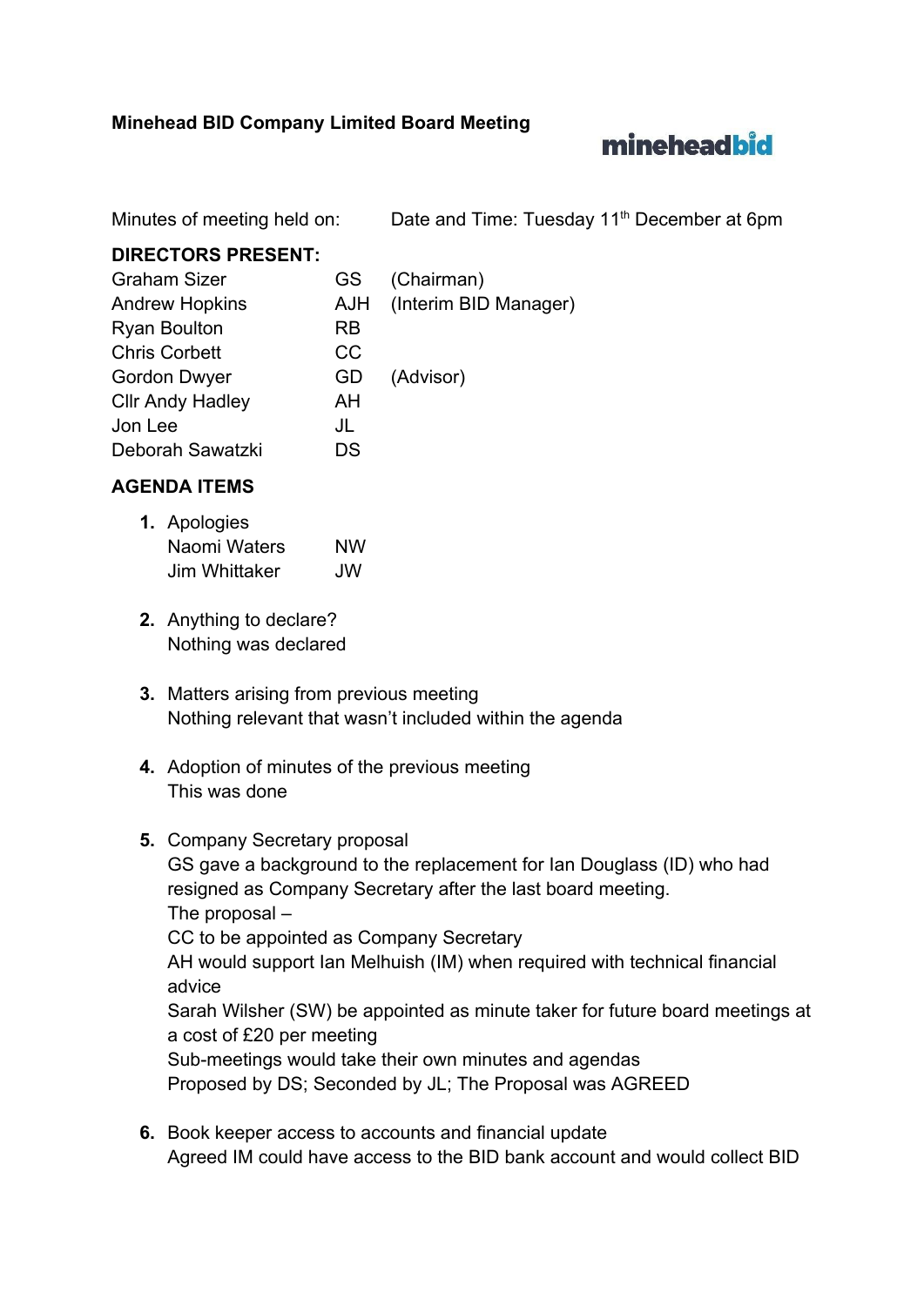**Minehead BID Company Limited Board Meeting**

minehead**bid**

Minutes of meeting held on: Date and Time: Tuesday 11th December at 6pm

**DIRECTORS PRESENT:**

| | | |
|---|---|---|
| Graham Sizer | GS | (Chairman) |
| Andrew Hopkins | AJH | (Interim BID Manager) |
| Ryan Boulton | RB | |
| Chris Corbett | CC | |
| Gordon Dwyer | GD | (Advisor) |
| Cllr Andy Hadley | AH | |
| Jon Lee | JL | |
| Deborah Sawatzki | DS | |

**AGENDA ITEMS**

1. Apologies
   Naomi Waters NW
   Jim Whittaker JW

2. Anything to declare?
   Nothing was declared

3. Matters arising from previous meeting
   Nothing relevant that wasn't included within the agenda

4. Adoption of minutes of the previous meeting
   This was done

5. Company Secretary proposal
   GS gave a background to the replacement for Ian Douglass (ID) who had resigned as Company Secretary after the last board meeting.
   The proposal –
   CC to be appointed as Company Secretary
   AH would support Ian Melhuish (IM) when required with technical financial advice
   Sarah Wilsher (SW) be appointed as minute taker for future board meetings at a cost of £20 per meeting
   Sub-meetings would take their own minutes and agendas
   Proposed by DS; Seconded by JL; The Proposal was AGREED

6. Book keeper access to accounts and financial update
   Agreed IM could have access to the BID bank account and would collect BID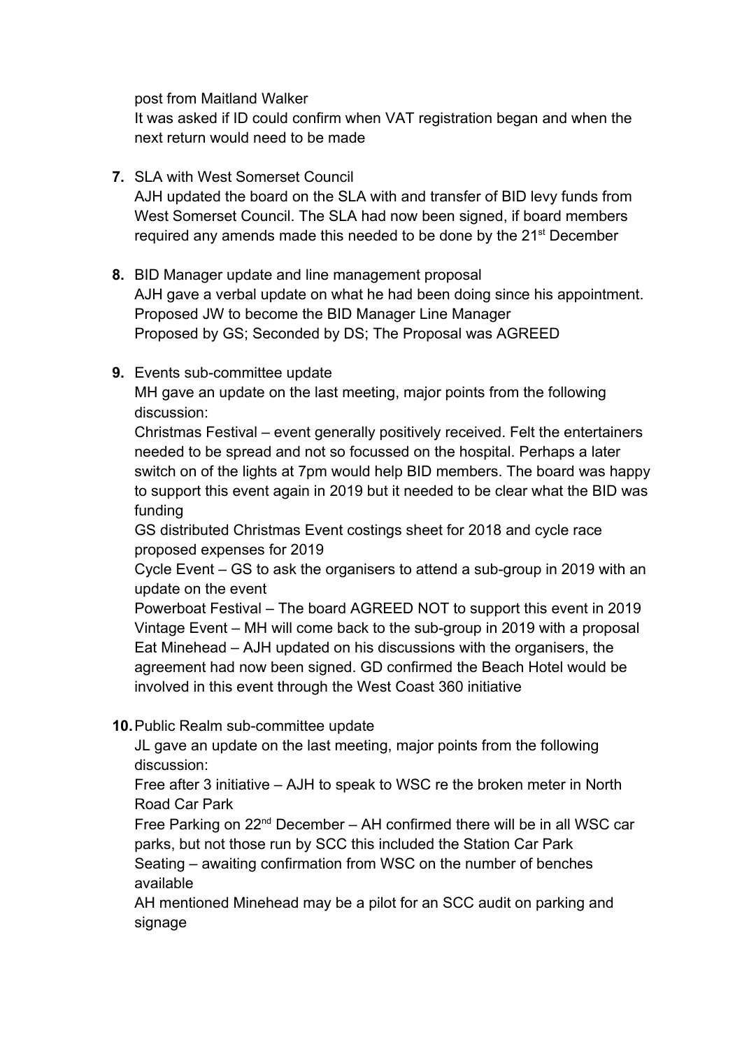post from Maitland Walker
It was asked if ID could confirm when VAT registration began and when the next return would need to be made

**7.** SLA with West Somerset Council
AJH updated the board on the SLA with and transfer of BID levy funds from West Somerset Council. The SLA had now been signed, if board members required any amends made this needed to be done by the 21st December

**8.** BID Manager update and line management proposal
AJH gave a verbal update on what he had been doing since his appointment.
Proposed JW to become the BID Manager Line Manager
Proposed by GS; Seconded by DS; The Proposal was AGREED

**9.** Events sub-committee update
MH gave an update on the last meeting, major points from the following discussion:
Christmas Festival – event generally positively received. Felt the entertainers needed to be spread and not so focussed on the hospital. Perhaps a later switch on of the lights at 7pm would help BID members. The board was happy to support this event again in 2019 but it needed to be clear what the BID was funding
GS distributed Christmas Event costings sheet for 2018 and cycle race proposed expenses for 2019
Cycle Event – GS to ask the organisers to attend a sub-group in 2019 with an update on the event
Powerboat Festival – The board AGREED NOT to support this event in 2019
Vintage Event – MH will come back to the sub-group in 2019 with a proposal
Eat Minehead – AJH updated on his discussions with the organisers, the agreement had now been signed. GD confirmed the Beach Hotel would be involved in this event through the West Coast 360 initiative

**10.** Public Realm sub-committee update
JL gave an update on the last meeting, major points from the following discussion:
Free after 3 initiative – AJH to speak to WSC re the broken meter in North Road Car Park
Free Parking on 22nd December – AH confirmed there will be in all WSC car parks, but not those run by SCC this included the Station Car Park
Seating – awaiting confirmation from WSC on the number of benches available
AH mentioned Minehead may be a pilot for an SCC audit on parking and signage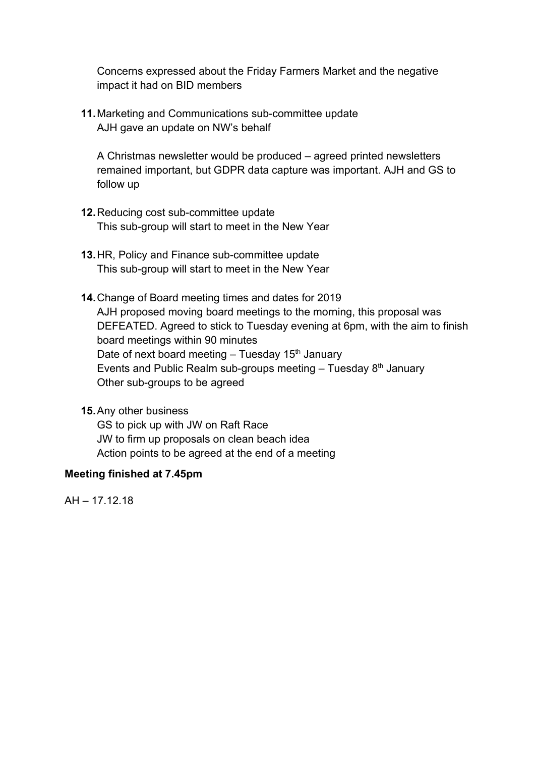Concerns expressed about the Friday Farmers Market and the negative impact it had on BID members

11. Marketing and Communications sub-committee update
    AJH gave an update on NW's behalf

    A Christmas newsletter would be produced – agreed printed newsletters remained important, but GDPR data capture was important. AJH and GS to follow up

12. Reducing cost sub-committee update
    This sub-group will start to meet in the New Year

13. HR, Policy and Finance sub-committee update
    This sub-group will start to meet in the New Year

14. Change of Board meeting times and dates for 2019
    AJH proposed moving board meetings to the morning, this proposal was DEFEATED. Agreed to stick to Tuesday evening at 6pm, with the aim to finish board meetings within 90 minutes
    Date of next board meeting – Tuesday 15th January
    Events and Public Realm sub-groups meeting – Tuesday 8th January
    Other sub-groups to be agreed

15. Any other business
    GS to pick up with JW on Raft Race
    JW to firm up proposals on clean beach idea
    Action points to be agreed at the end of a meeting

**Meeting finished at 7.45pm**

AH – 17.12.18